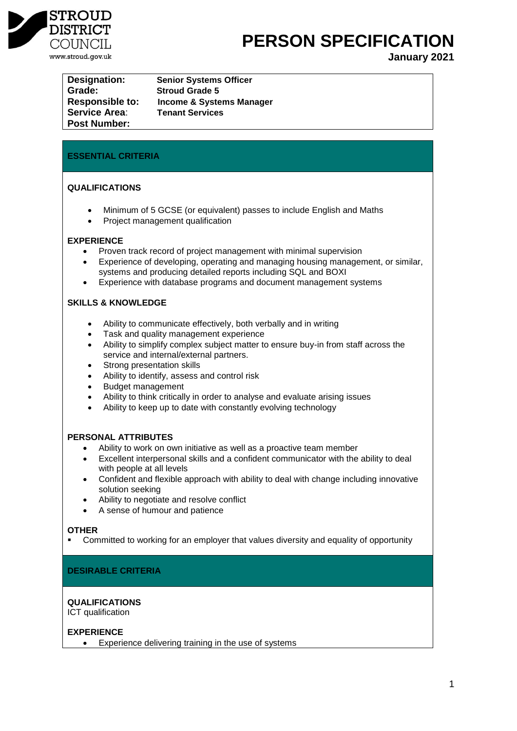STROUD DISTRICT COUNCIL
www.stroud.gov.uk

# PERSON SPECIFICATION

**January 2021**

| | |
|---|---|
| **Designation:** | **Senior Systems Officer** |
| **Grade:** | **Stroud Grade 5** |
| **Responsible to:** | **Income & Systems Manager** |
| **Service Area:** | **Tenant Services** |
| **Post Number:** | |

## ESSENTIAL CRITERIA

### QUALIFICATIONS

- Minimum of 5 GCSE (or equivalent) passes to include English and Maths
- Project management qualification

### EXPERIENCE

- Proven track record of project management with minimal supervision
- Experience of developing, operating and managing housing management, or similar, systems and producing detailed reports including SQL and BOXI
- Experience with database programs and document management systems

### SKILLS & KNOWLEDGE

- Ability to communicate effectively, both verbally and in writing
- Task and quality management experience
- Ability to simplify complex subject matter to ensure buy-in from staff across the service and internal/external partners.
- Strong presentation skills
- Ability to identify, assess and control risk
- Budget management
- Ability to think critically in order to analyse and evaluate arising issues
- Ability to keep up to date with constantly evolving technology

### PERSONAL ATTRIBUTES

- Ability to work on own initiative as well as a proactive team member
- Excellent interpersonal skills and a confident communicator with the ability to deal with people at all levels
- Confident and flexible approach with ability to deal with change including innovative solution seeking
- Ability to negotiate and resolve conflict
- A sense of humour and patience

### OTHER

- Committed to working for an employer that values diversity and equality of opportunity

## DESIRABLE CRITERIA

### QUALIFICATIONS

ICT qualification

### EXPERIENCE

- Experience delivering training in the use of systems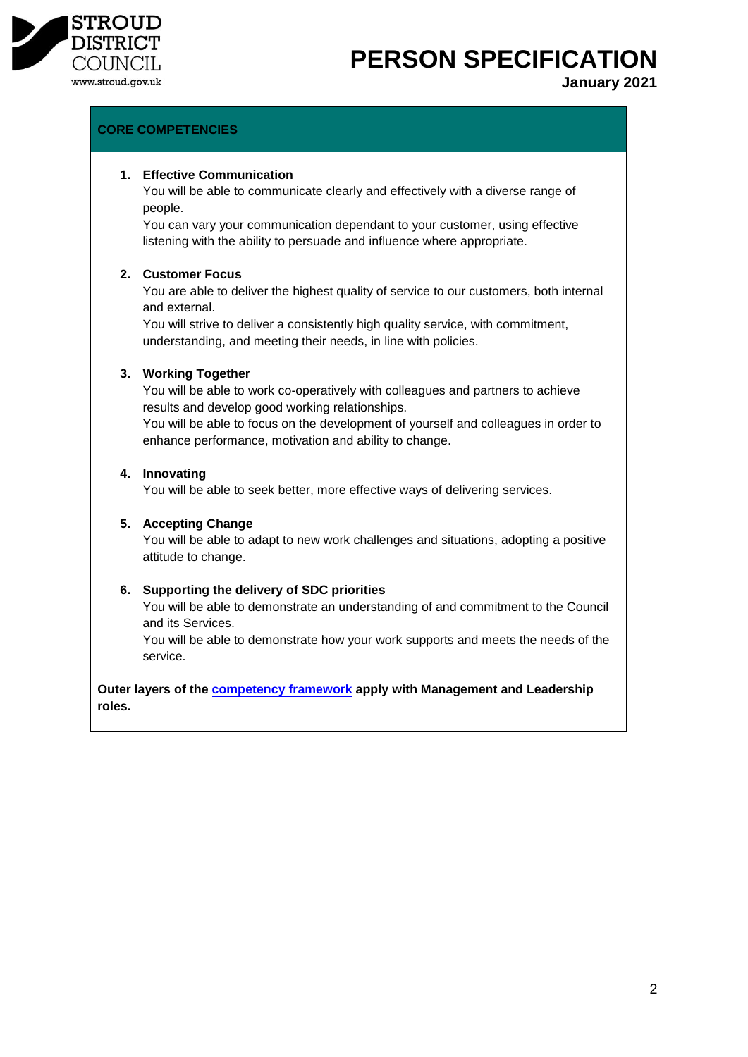# PERSON SPECIFICATION

**January 2021**

## CORE COMPETENCIES

1. **Effective Communication**
   You will be able to communicate clearly and effectively with a diverse range of people.
   You can vary your communication dependant to your customer, using effective listening with the ability to persuade and influence where appropriate.

2. **Customer Focus**
   You are able to deliver the highest quality of service to our customers, both internal and external.
   You will strive to deliver a consistently high quality service, with commitment, understanding, and meeting their needs, in line with policies.

3. **Working Together**
   You will be able to work co-operatively with colleagues and partners to achieve results and develop good working relationships.
   You will be able to focus on the development of yourself and colleagues in order to enhance performance, motivation and ability to change.

4. **Innovating**
   You will be able to seek better, more effective ways of delivering services.

5. **Accepting Change**
   You will be able to adapt to new work challenges and situations, adopting a positive attitude to change.

6. **Supporting the delivery of SDC priorities**
   You will be able to demonstrate an understanding of and commitment to the Council and its Services.
   You will be able to demonstrate how your work supports and meets the needs of the service.

**Outer layers of the competency framework apply with Management and Leadership roles.**